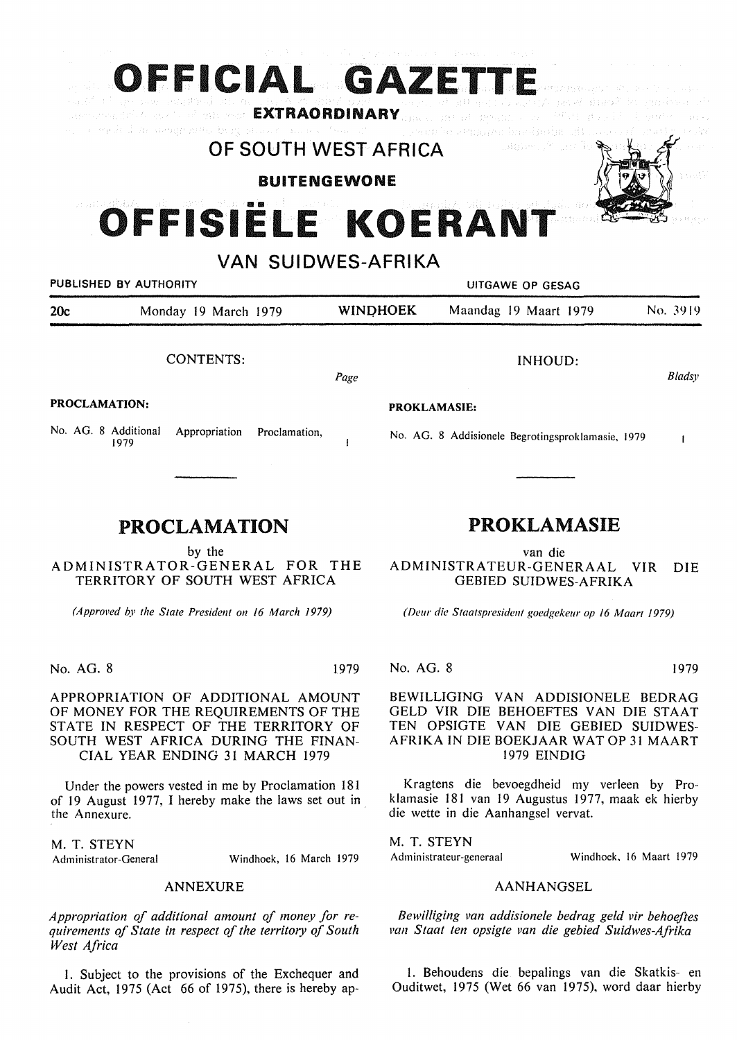# OFFICIAL GAZETTE

**EXTRAORDINARY**

## OF SOUTH WEST AFRICA

**BUITENGEWONE**

# OFFISIËLE KOERANT

## VAN SUIDWES-AFRIKA

PUBLISHED BY AUTHORITY — UITGAWE OP GESAG

20c — Monday 19 March 1979 — WINDHOEK — Maandag 19 Maart 1979 — No. 3919

CONTENTS:

| | Page |
|---|---|
| **PROCLAMATION:** | |
| No. AG. 8 Additional Appropriation Proclamation, 1979 | 1 |

## PROCLAMATION

by the

ADMINISTRATOR-GENERAL FOR THE TERRITORY OF SOUTH WEST AFRICA

*(Approved by the State President on 16 March 1979)*

No. AG. 8 — 1979

APPROPRIATION OF ADDITIONAL AMOUNT OF MONEY FOR THE REQUIREMENTS OF THE STATE IN RESPECT OF THE TERRITORY OF SOUTH WEST AFRICA DURING THE FINANCIAL YEAR ENDING 31 MARCH 1979

Under the powers vested in me by Proclamation 181 of 19 August 1977, I hereby make the laws set out in the Annexure.

M. T. STEYN
Administrator-General — Windhoek, 16 March 1979

ANNEXURE

*Appropriation of additional amount of money for requirements of State in respect of the territory of South West Africa*

1. Subject to the provisions of the Exchequer and Audit Act, 1975 (Act 66 of 1975), there is hereby ap-

INHOUD:

| | Bladsy |
|---|---|
| **PROKLAMASIE:** | |
| No. AG. 8 Addisionele Begrotingsproklamasie, 1979 | 1 |

## PROKLAMASIE

van die

ADMINISTRATEUR-GENERAAL VIR DIE GEBIED SUIDWES-AFRIKA

*(Deur die Staatspresident goedgekeur op 16 Maart 1979)*

No. AG. 8 — 1979

BEWILLIGING VAN ADDISIONELE BEDRAG GELD VIR DIE BEHOEFTES VAN DIE STAAT TEN OPSIGTE VAN DIE GEBIED SUIDWES-AFRIKA IN DIE BOEKJAAR WAT OP 31 MAART 1979 EINDIG

Kragtens die bevoegdheid my verleen by Proklamasie 181 van 19 Augustus 1977, maak ek hierby die wette in die Aanhangsel vervat.

M. T. STEYN
Administrateur-generaal — Windhoek, 16 Maart 1979

AANHANGSEL

*Bewilliging van addisionele bedrag geld vir behoeftes van Staat ten opsigte van die gebied Suidwes-Afrika*

1. Behoudens die bepalings van die Skatkis- en Ouditwet, 1975 (Wet 66 van 1975), word daar hierby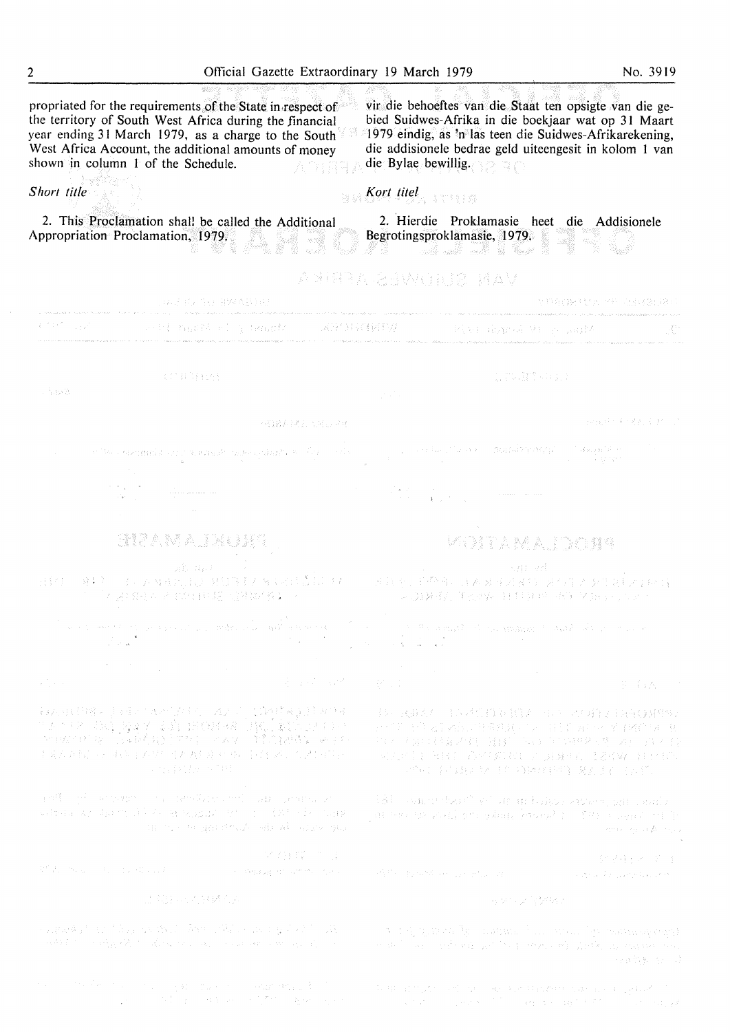propriated for the requirements of the State in respect of the territory of South West Africa during the financial year ending 31 March 1979, as a charge to the South West Africa Account, the additional amounts of money shown in column 1 of the Schedule.

*Short title*

2. This Proclamation shall be called the Additional Appropriation Proclamation, 1979.

vir die behoeftes van die Staat ten opsigte van die gebied Suidwes-Afrika in die boekjaar wat op 31 Maart 1979 eindig, as 'n las teen die Suidwes-Afrikarekening, die addisionele bedrae geld uiteengesit in kolom 1 van die Bylae bewillig.

*Kort titel*

2. Hierdie Proklamasie heet die Addisionele Begrotingsproklamasie, 1979.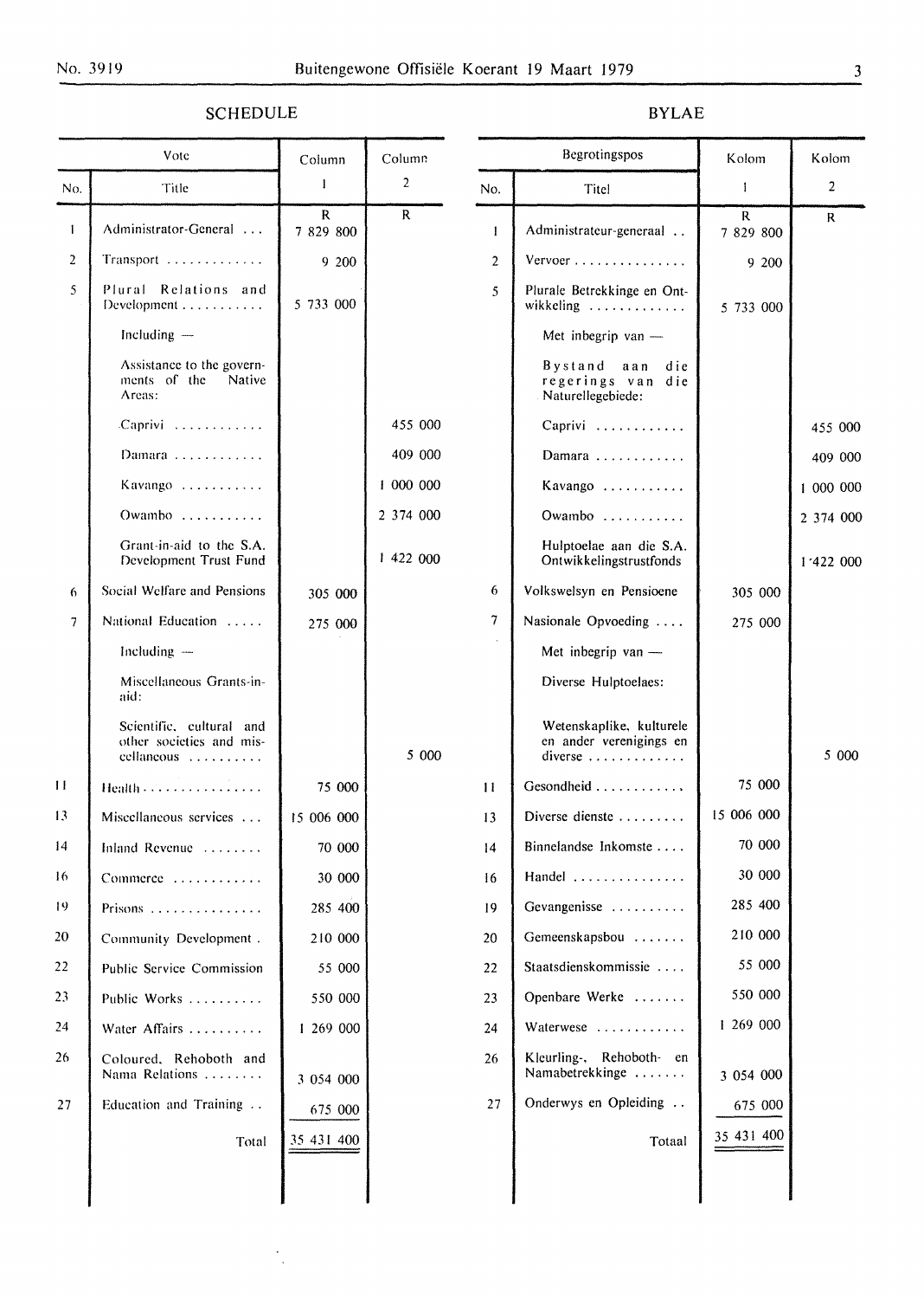## SCHEDULE

| Vote No. | Vote Title | Column 1 | Column 2 |
|---|---|---|---|
| | | R | R |
| 1 | Administrator-General ... | 7 829 800 | |
| 2 | Transport ... | 9 200 | |
| 5 | Plural Relations and Development ... | 5 733 000 | |
| | Including — | | |
| | Assistance to the governments of the Native Areas: | | |
| | Caprivi ... | | 455 000 |
| | Damara ... | | 409 000 |
| | Kavango ... | | 1 000 000 |
| | Owambo ... | | 2 374 000 |
| | Grant-in-aid to the S.A. Development Trust Fund | | 1 422 000 |
| 6 | Social Welfare and Pensions | 305 000 | |
| 7 | National Education ... | 275 000 | |
| | Including — | | |
| | Miscellaneous Grants-in-aid: | | |
| | Scientific, cultural and other societies and miscellaneous ... | | 5 000 |
| 11 | Health ... | 75 000 | |
| 13 | Miscellaneous services ... | 15 006 000 | |
| 14 | Inland Revenue ... | 70 000 | |
| 16 | Commerce ... | 30 000 | |
| 19 | Prisons ... | 285 400 | |
| 20 | Community Development . | 210 000 | |
| 22 | Public Service Commission | 55 000 | |
| 23 | Public Works ... | 550 000 | |
| 24 | Water Affairs ... | 1 269 000 | |
| 26 | Coloured, Rehoboth and Nama Relations ... | 3 054 000 | |
| 27 | Education and Training .. | 675 000 | |
| | Total | 35 431 400 | |

## BYLAE

| Begrotingspos No. | Begrotingspos Titel | Kolom 1 | Kolom 2 |
|---|---|---|---|
| | | R | R |
| 1 | Administrateur-generaal .. | 7 829 800 | |
| 2 | Vervoer ... | 9 200 | |
| 5 | Plurale Betrekkinge en Ontwikkeling ... | 5 733 000 | |
| | Met inbegrip van — | | |
| | Bystand aan die regerings van die Naturellegebiede: | | |
| | Caprivi ... | | 455 000 |
| | Damara ... | | 409 000 |
| | Kavango ... | | 1 000 000 |
| | Owambo ... | | 2 374 000 |
| | Hulptoelae aan die S.A. Ontwikkelingstrustfonds | | 1 422 000 |
| 6 | Volkswelsyn en Pensioene | 305 000 | |
| 7 | Nasionale Opvoeding ... | 275 000 | |
| | Met inbegrip van — | | |
| | Diverse Hulptoelaes: | | |
| | Wetenskaplike, kulturele en ander verenigings en diverse ... | | 5 000 |
| 11 | Gesondheid ... | 75 000 | |
| 13 | Diverse dienste ... | 15 006 000 | |
| 14 | Binnelandse Inkomste ... | 70 000 | |
| 16 | Handel ... | 30 000 | |
| 19 | Gevangenisse ... | 285 400 | |
| 20 | Gemeenskapsbou ... | 210 000 | |
| 22 | Staatsdienskommissie ... | 55 000 | |
| 23 | Openbare Werke ... | 550 000 | |
| 24 | Waterwese ... | 1 269 000 | |
| 26 | Kleurling-, Rehoboth- en Namabetrekkinge ... | 3 054 000 | |
| 27 | Onderwys en Opleiding .. | 675 000 | |
| | Totaal | 35 431 400 | |